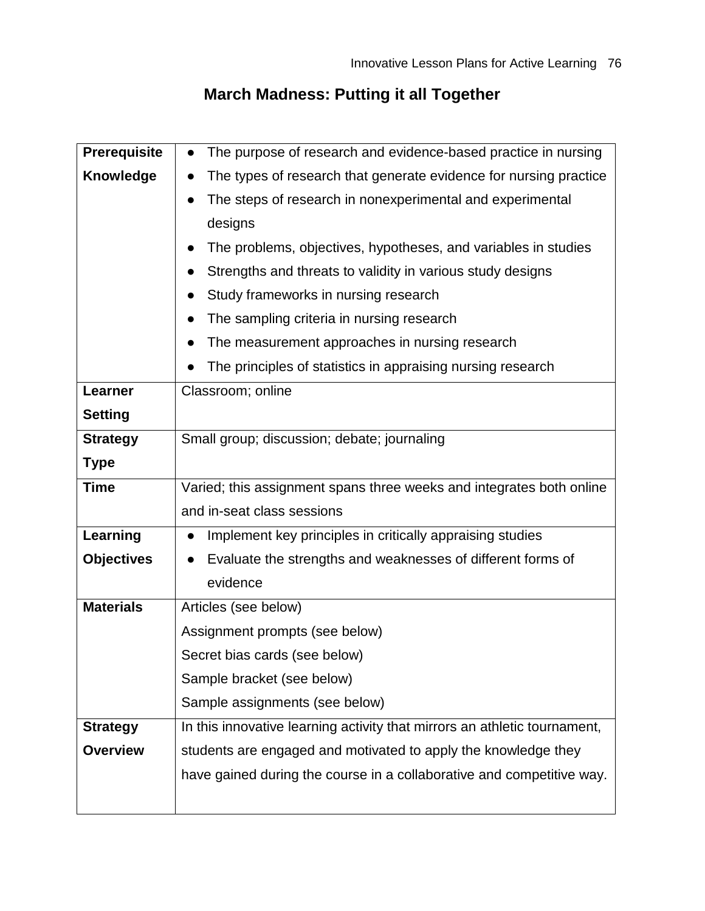# March Madness: Putting it all Together

| | |
|---|---|
| **Prerequisite Knowledge** | • The purpose of research and evidence-based practice in nursing<br>• The types of research that generate evidence for nursing practice<br>• The steps of research in nonexperimental and experimental designs<br>• The problems, objectives, hypotheses, and variables in studies<br>• Strengths and threats to validity in various study designs<br>• Study frameworks in nursing research<br>• The sampling criteria in nursing research<br>• The measurement approaches in nursing research<br>• The principles of statistics in appraising nursing research |
| **Learner Setting** | Classroom; online |
| **Strategy Type** | Small group; discussion; debate; journaling |
| **Time** | Varied; this assignment spans three weeks and integrates both online and in-seat class sessions |
| **Learning Objectives** | • Implement key principles in critically appraising studies<br>• Evaluate the strengths and weaknesses of different forms of evidence |
| **Materials** | Articles (see below)<br>Assignment prompts (see below)<br>Secret bias cards (see below)<br>Sample bracket (see below)<br>Sample assignments (see below) |
| **Strategy Overview** | In this innovative learning activity that mirrors an athletic tournament, students are engaged and motivated to apply the knowledge they have gained during the course in a collaborative and competitive way. |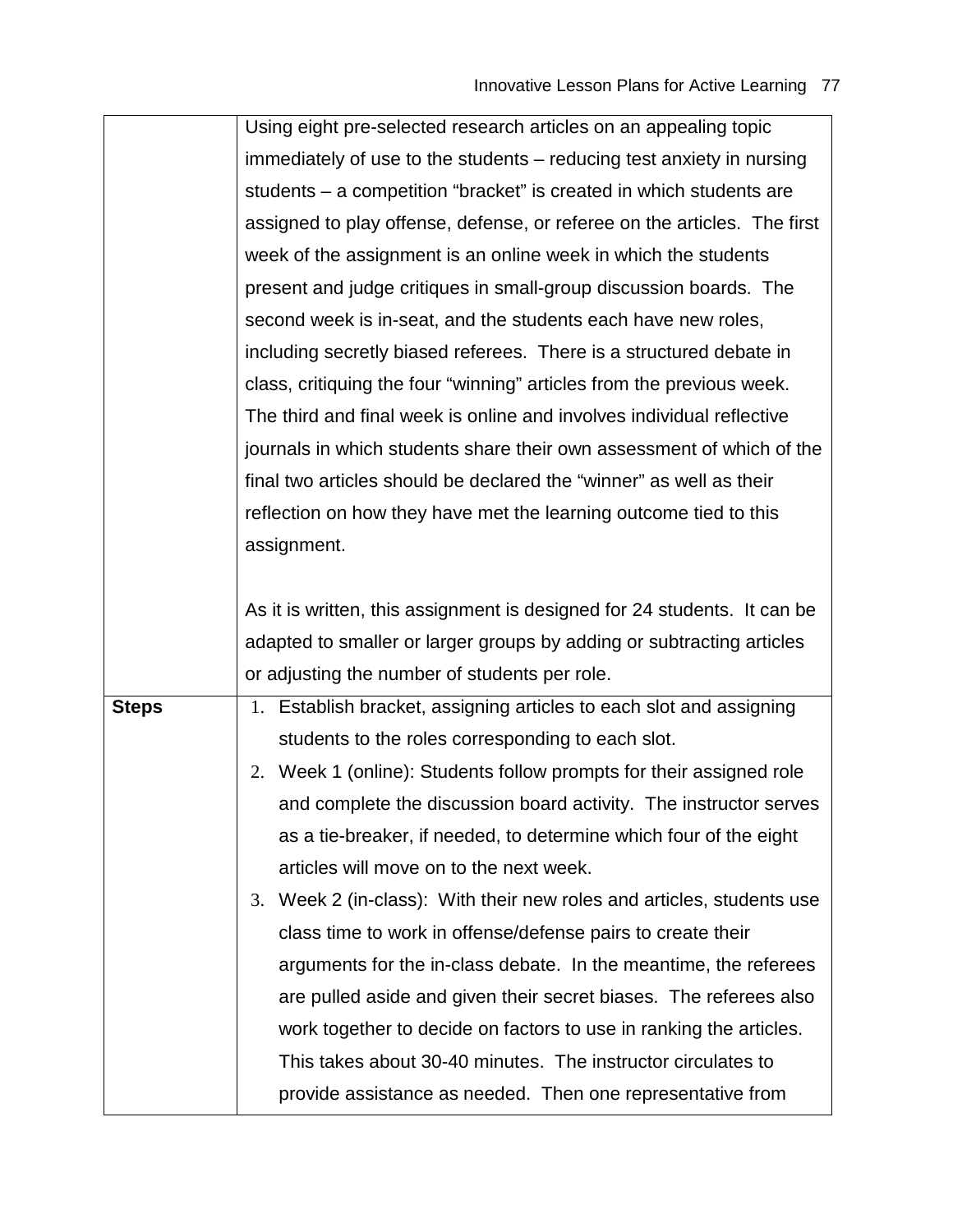| | |
|---|---|
| | Using eight pre-selected research articles on an appealing topic immediately of use to the students – reducing test anxiety in nursing students – a competition "bracket" is created in which students are assigned to play offense, defense, or referee on the articles. The first week of the assignment is an online week in which the students present and judge critiques in small-group discussion boards. The second week is in-seat, and the students each have new roles, including secretly biased referees. There is a structured debate in class, critiquing the four "winning" articles from the previous week. The third and final week is online and involves individual reflective journals in which students share their own assessment of which of the final two articles should be declared the "winner" as well as their reflection on how they have met the learning outcome tied to this assignment.<br><br>As it is written, this assignment is designed for 24 students. It can be adapted to smaller or larger groups by adding or subtracting articles or adjusting the number of students per role. |
| **Steps** | 1. Establish bracket, assigning articles to each slot and assigning students to the roles corresponding to each slot.<br>2. Week 1 (online): Students follow prompts for their assigned role and complete the discussion board activity. The instructor serves as a tie-breaker, if needed, to determine which four of the eight articles will move on to the next week.<br>3. Week 2 (in-class): With their new roles and articles, students use class time to work in offense/defense pairs to create their arguments for the in-class debate. In the meantime, the referees are pulled aside and given their secret biases. The referees also work together to decide on factors to use in ranking the articles. This takes about 30-40 minutes. The instructor circulates to provide assistance as needed. Then one representative from |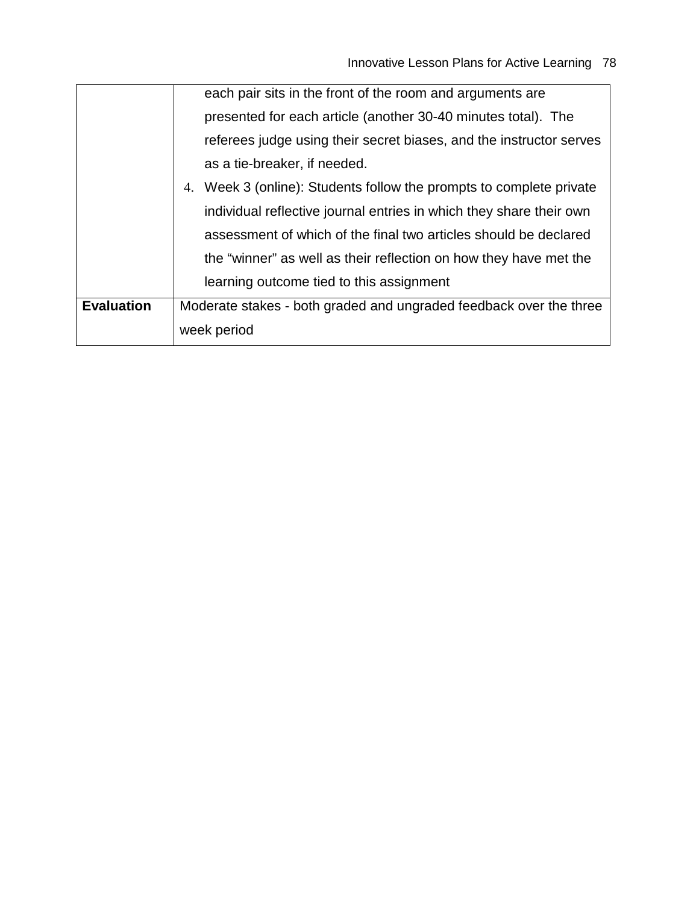| | |
|---|---|
| | each pair sits in the front of the room and arguments are presented for each article (another 30-40 minutes total). The referees judge using their secret biases, and the instructor serves as a tie-breaker, if needed.<br>4. Week 3 (online): Students follow the prompts to complete private individual reflective journal entries in which they share their own assessment of which of the final two articles should be declared the "winner" as well as their reflection on how they have met the learning outcome tied to this assignment |
| **Evaluation** | Moderate stakes - both graded and ungraded feedback over the three week period |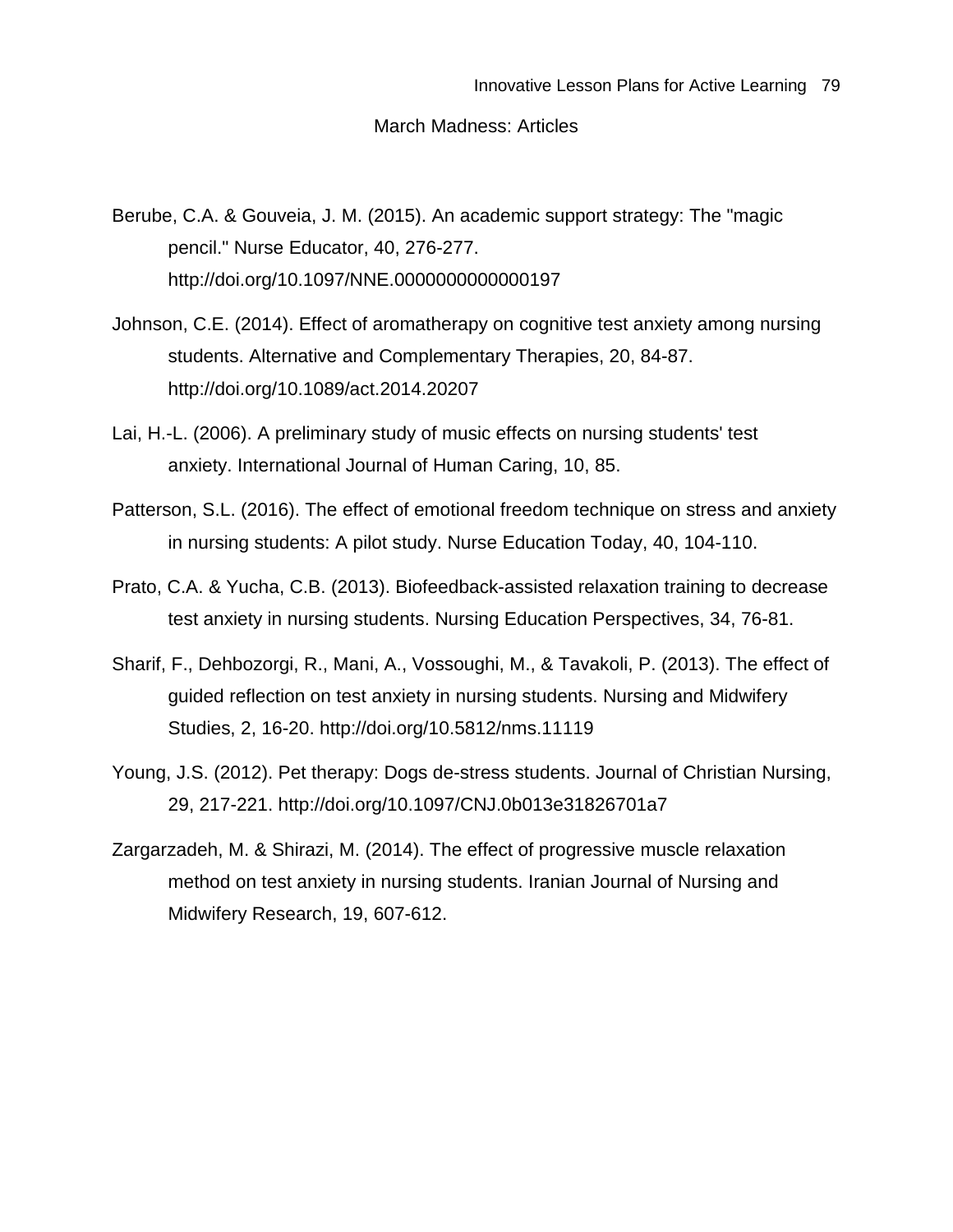## March Madness: Articles

Berube, C.A. & Gouveia, J. M. (2015). An academic support strategy: The "magic pencil." Nurse Educator, 40, 276-277. http://doi.org/10.1097/NNE.0000000000000197

Johnson, C.E. (2014). Effect of aromatherapy on cognitive test anxiety among nursing students. Alternative and Complementary Therapies, 20, 84-87. http://doi.org/10.1089/act.2014.20207

Lai, H.-L. (2006). A preliminary study of music effects on nursing students' test anxiety. International Journal of Human Caring, 10, 85.

Patterson, S.L. (2016). The effect of emotional freedom technique on stress and anxiety in nursing students: A pilot study. Nurse Education Today, 40, 104-110.

Prato, C.A. & Yucha, C.B. (2013). Biofeedback-assisted relaxation training to decrease test anxiety in nursing students. Nursing Education Perspectives, 34, 76-81.

Sharif, F., Dehbozorgi, R., Mani, A., Vossoughi, M., & Tavakoli, P. (2013). The effect of guided reflection on test anxiety in nursing students. Nursing and Midwifery Studies, 2, 16-20. http://doi.org/10.5812/nms.11119

Young, J.S. (2012). Pet therapy: Dogs de-stress students. Journal of Christian Nursing, 29, 217-221. http://doi.org/10.1097/CNJ.0b013e31826701a7

Zargarzadeh, M. & Shirazi, M. (2014). The effect of progressive muscle relaxation method on test anxiety in nursing students. Iranian Journal of Nursing and Midwifery Research, 19, 607-612.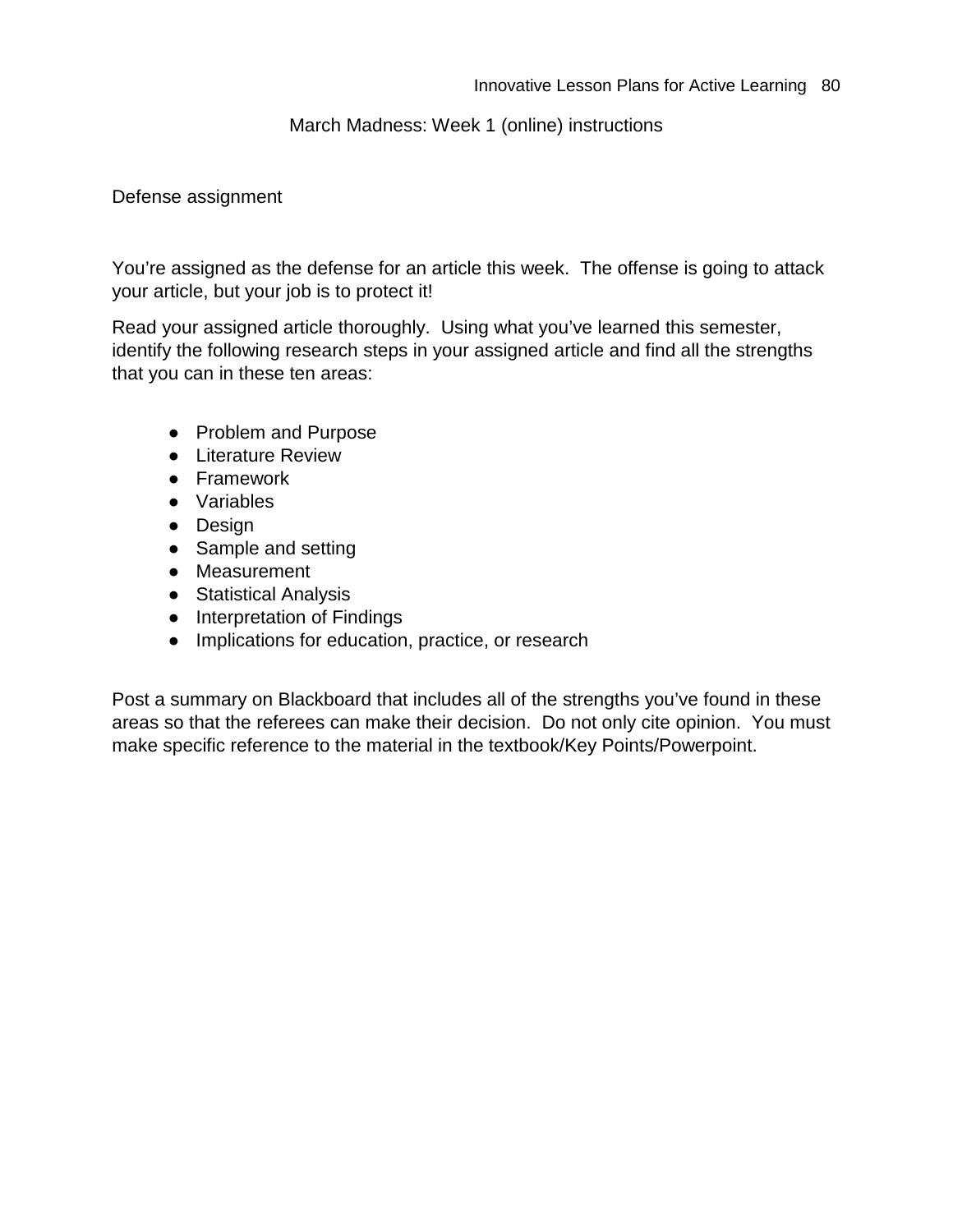## March Madness: Week 1 (online) instructions

### Defense assignment

You're assigned as the defense for an article this week. The offense is going to attack your article, but your job is to protect it!

Read your assigned article thoroughly. Using what you've learned this semester, identify the following research steps in your assigned article and find all the strengths that you can in these ten areas:

- Problem and Purpose
- Literature Review
- Framework
- Variables
- Design
- Sample and setting
- Measurement
- Statistical Analysis
- Interpretation of Findings
- Implications for education, practice, or research

Post a summary on Blackboard that includes all of the strengths you've found in these areas so that the referees can make their decision. Do not only cite opinion. You must make specific reference to the material in the textbook/Key Points/Powerpoint.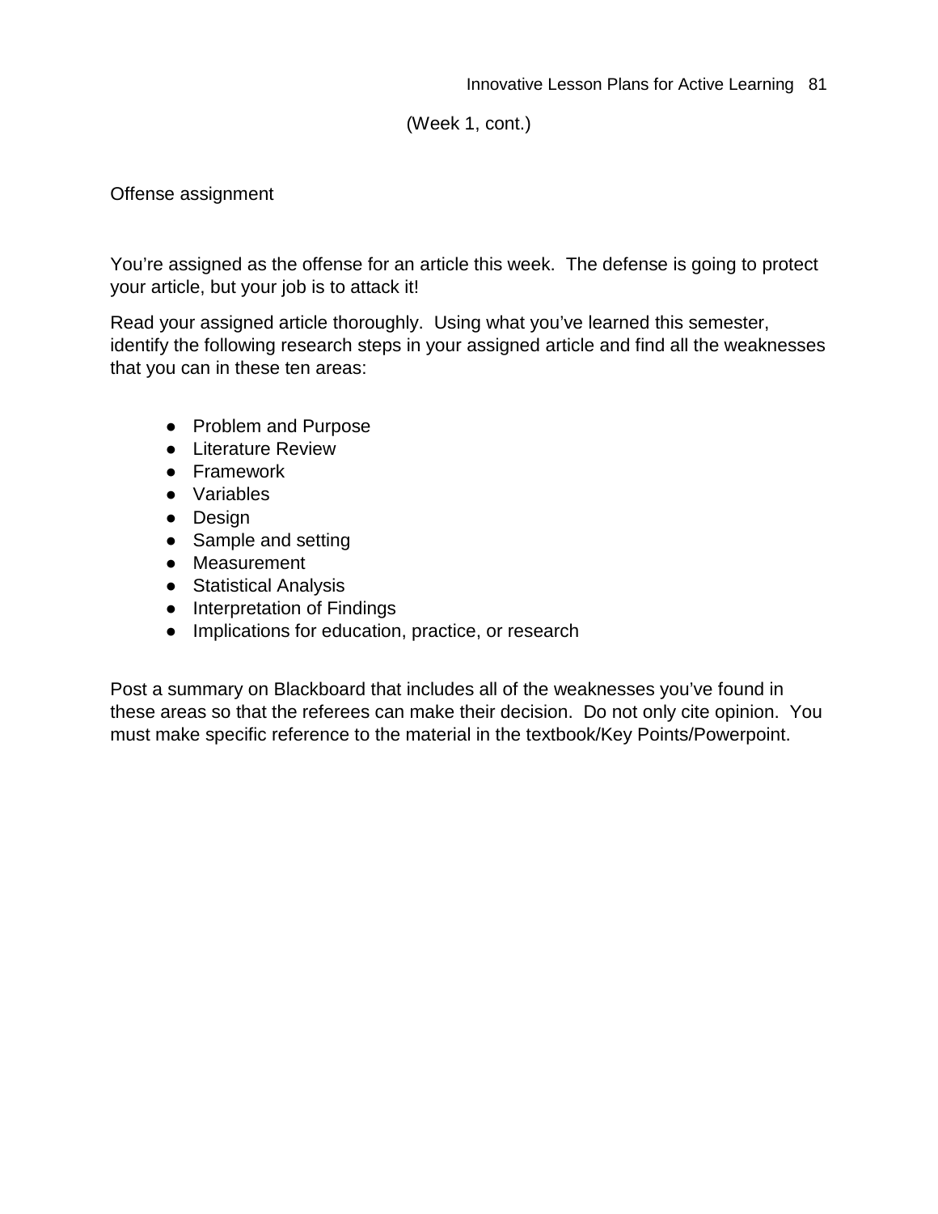(Week 1, cont.)

Offense assignment

You're assigned as the offense for an article this week. The defense is going to protect your article, but your job is to attack it!

Read your assigned article thoroughly. Using what you've learned this semester, identify the following research steps in your assigned article and find all the weaknesses that you can in these ten areas:

- Problem and Purpose
- Literature Review
- Framework
- Variables
- Design
- Sample and setting
- Measurement
- Statistical Analysis
- Interpretation of Findings
- Implications for education, practice, or research

Post a summary on Blackboard that includes all of the weaknesses you've found in these areas so that the referees can make their decision. Do not only cite opinion. You must make specific reference to the material in the textbook/Key Points/Powerpoint.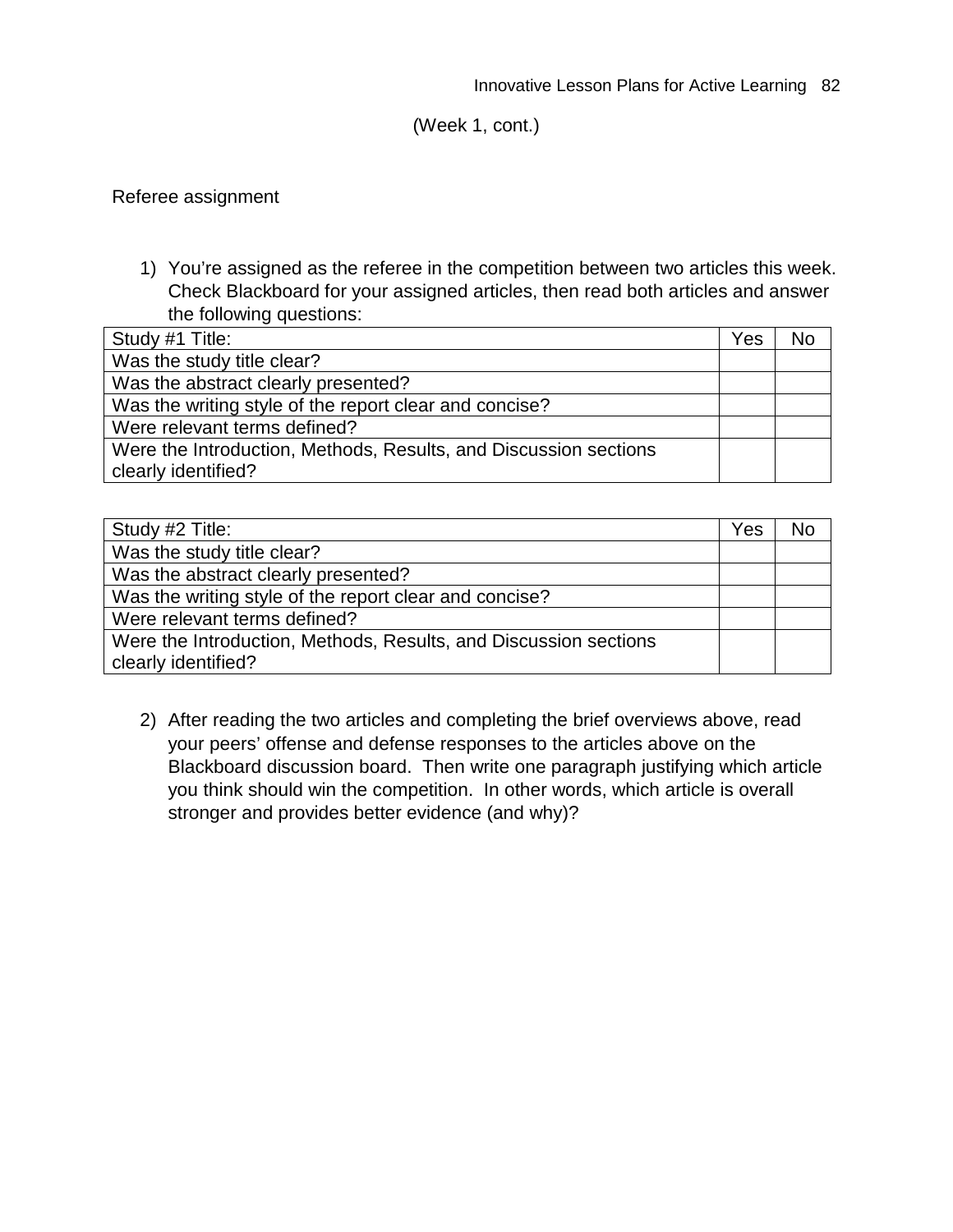(Week 1, cont.)

Referee assignment

1) You're assigned as the referee in the competition between two articles this week. Check Blackboard for your assigned articles, then read both articles and answer the following questions:

| Study #1 Title: | Yes | No |
|---|---|---|
| Was the study title clear? | | |
| Was the abstract clearly presented? | | |
| Was the writing style of the report clear and concise? | | |
| Were relevant terms defined? | | |
| Were the Introduction, Methods, Results, and Discussion sections clearly identified? | | |

| Study #2 Title: | Yes | No |
|---|---|---|
| Was the study title clear? | | |
| Was the abstract clearly presented? | | |
| Was the writing style of the report clear and concise? | | |
| Were relevant terms defined? | | |
| Were the Introduction, Methods, Results, and Discussion sections clearly identified? | | |

2) After reading the two articles and completing the brief overviews above, read your peers' offense and defense responses to the articles above on the Blackboard discussion board. Then write one paragraph justifying which article you think should win the competition. In other words, which article is overall stronger and provides better evidence (and why)?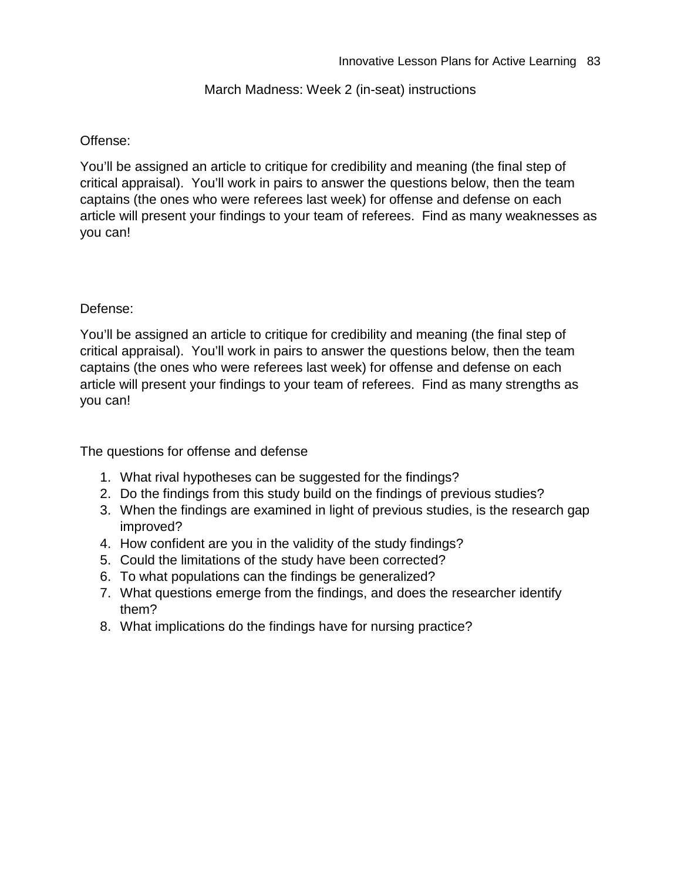## March Madness: Week 2 (in-seat) instructions

Offense:

You'll be assigned an article to critique for credibility and meaning (the final step of critical appraisal). You'll work in pairs to answer the questions below, then the team captains (the ones who were referees last week) for offense and defense on each article will present your findings to your team of referees. Find as many weaknesses as you can!

Defense:

You'll be assigned an article to critique for credibility and meaning (the final step of critical appraisal). You'll work in pairs to answer the questions below, then the team captains (the ones who were referees last week) for offense and defense on each article will present your findings to your team of referees. Find as many strengths as you can!

The questions for offense and defense

1. What rival hypotheses can be suggested for the findings?
2. Do the findings from this study build on the findings of previous studies?
3. When the findings are examined in light of previous studies, is the research gap improved?
4. How confident are you in the validity of the study findings?
5. Could the limitations of the study have been corrected?
6. To what populations can the findings be generalized?
7. What questions emerge from the findings, and does the researcher identify them?
8. What implications do the findings have for nursing practice?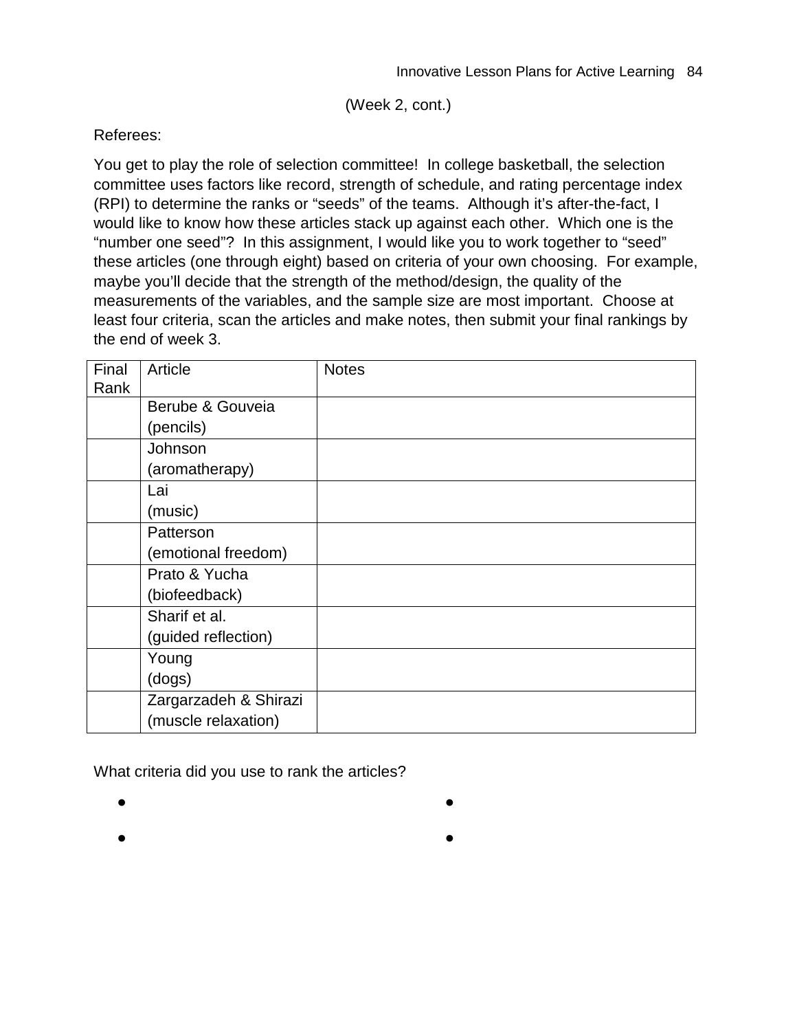(Week 2, cont.)

Referees:

You get to play the role of selection committee! In college basketball, the selection committee uses factors like record, strength of schedule, and rating percentage index (RPI) to determine the ranks or "seeds" of the teams. Although it's after-the-fact, I would like to know how these articles stack up against each other. Which one is the "number one seed"? In this assignment, I would like you to work together to "seed" these articles (one through eight) based on criteria of your own choosing. For example, maybe you'll decide that the strength of the method/design, the quality of the measurements of the variables, and the sample size are most important. Choose at least four criteria, scan the articles and make notes, then submit your final rankings by the end of week 3.

| Final Rank | Article | Notes |
|---|---|---|
| | Berube & Gouveia (pencils) | |
| | Johnson (aromatherapy) | |
| | Lai (music) | |
| | Patterson (emotional freedom) | |
| | Prato & Yucha (biofeedback) | |
| | Sharif et al. (guided reflection) | |
| | Young (dogs) | |
| | Zargarzadeh & Shirazi (muscle relaxation) | |

What criteria did you use to rank the articles?

- 
- 
- 
-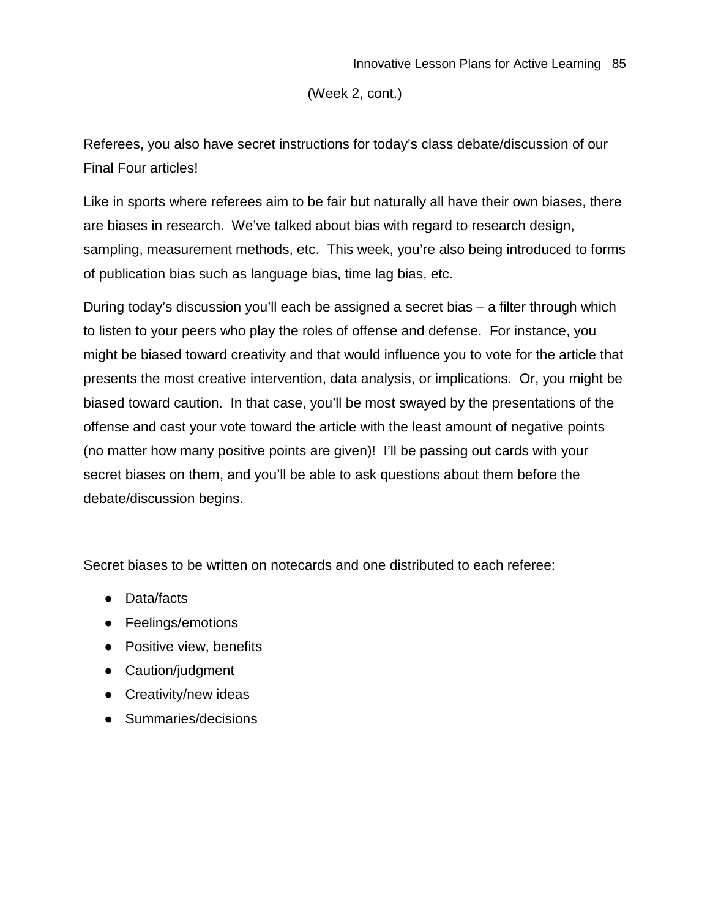(Week 2, cont.)

Referees, you also have secret instructions for today's class debate/discussion of our Final Four articles!

Like in sports where referees aim to be fair but naturally all have their own biases, there are biases in research. We've talked about bias with regard to research design, sampling, measurement methods, etc. This week, you're also being introduced to forms of publication bias such as language bias, time lag bias, etc.

During today's discussion you'll each be assigned a secret bias – a filter through which to listen to your peers who play the roles of offense and defense. For instance, you might be biased toward creativity and that would influence you to vote for the article that presents the most creative intervention, data analysis, or implications. Or, you might be biased toward caution. In that case, you'll be most swayed by the presentations of the offense and cast your vote toward the article with the least amount of negative points (no matter how many positive points are given)! I'll be passing out cards with your secret biases on them, and you'll be able to ask questions about them before the debate/discussion begins.

Secret biases to be written on notecards and one distributed to each referee:

- Data/facts
- Feelings/emotions
- Positive view, benefits
- Caution/judgment
- Creativity/new ideas
- Summaries/decisions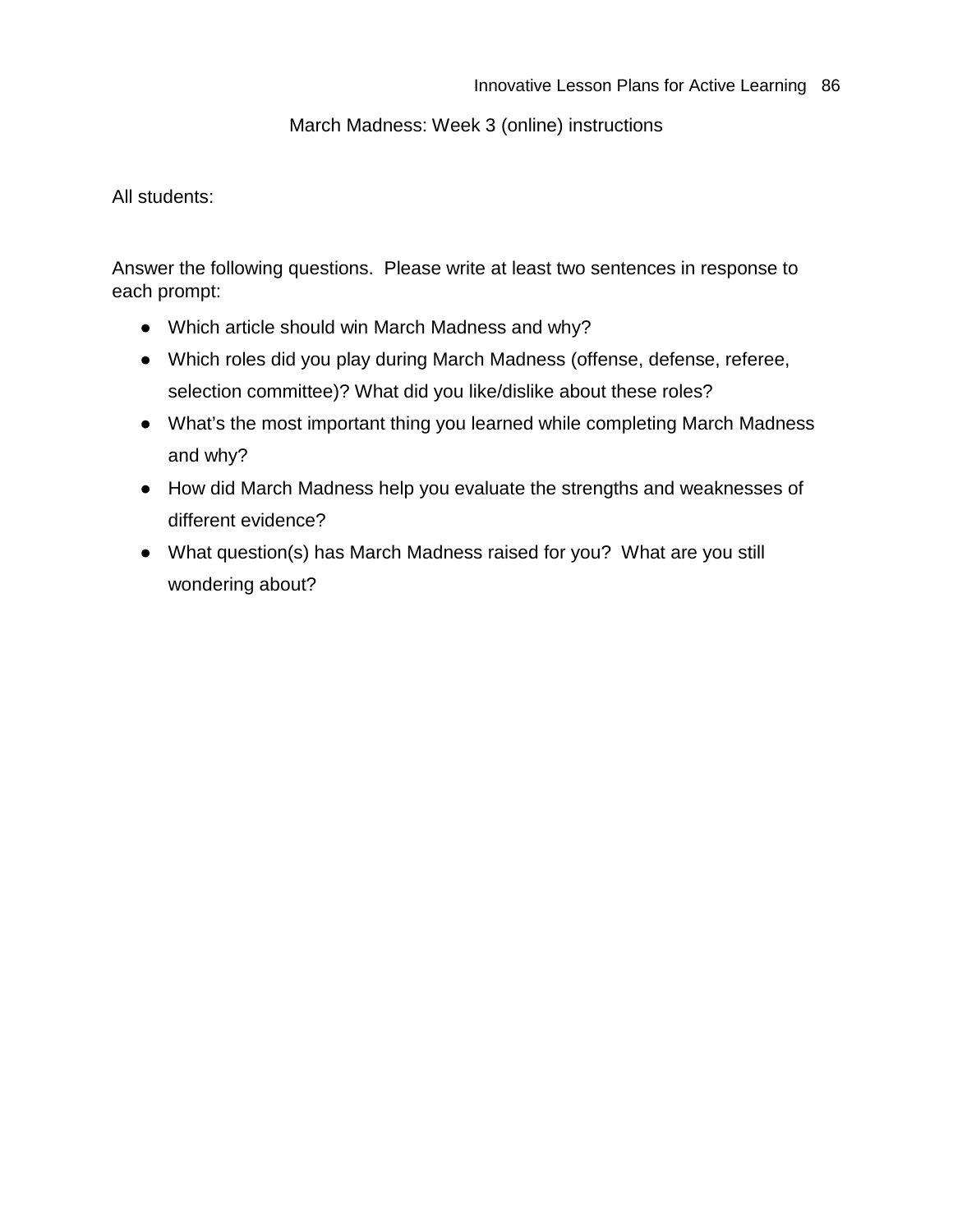## March Madness: Week 3 (online) instructions

All students:

Answer the following questions. Please write at least two sentences in response to each prompt:

- Which article should win March Madness and why?
- Which roles did you play during March Madness (offense, defense, referee, selection committee)? What did you like/dislike about these roles?
- What's the most important thing you learned while completing March Madness and why?
- How did March Madness help you evaluate the strengths and weaknesses of different evidence?
- What question(s) has March Madness raised for you? What are you still wondering about?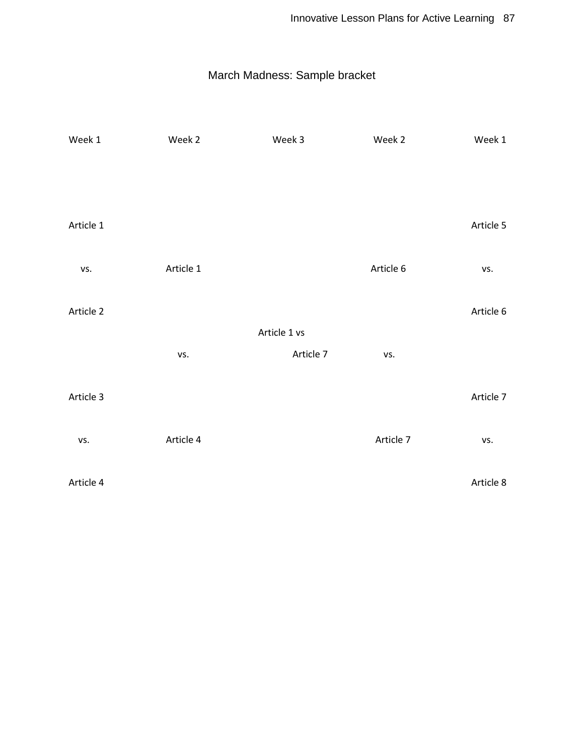## March Madness: Sample bracket

| Week 1 | Week 2 | Week 3 | Week 2 | Week 1 |
|---|---|---|---|---|
| Article 1 | | | | Article 5 |
| vs. | Article 1 | | Article 6 | vs. |
| Article 2 | | | | Article 6 |
| | | Article 1 vs | | |
| | vs. | Article 7 | vs. | |
| Article 3 | | | | Article 7 |
| vs. | Article 4 | | Article 7 | vs. |
| Article 4 | | | | Article 8 |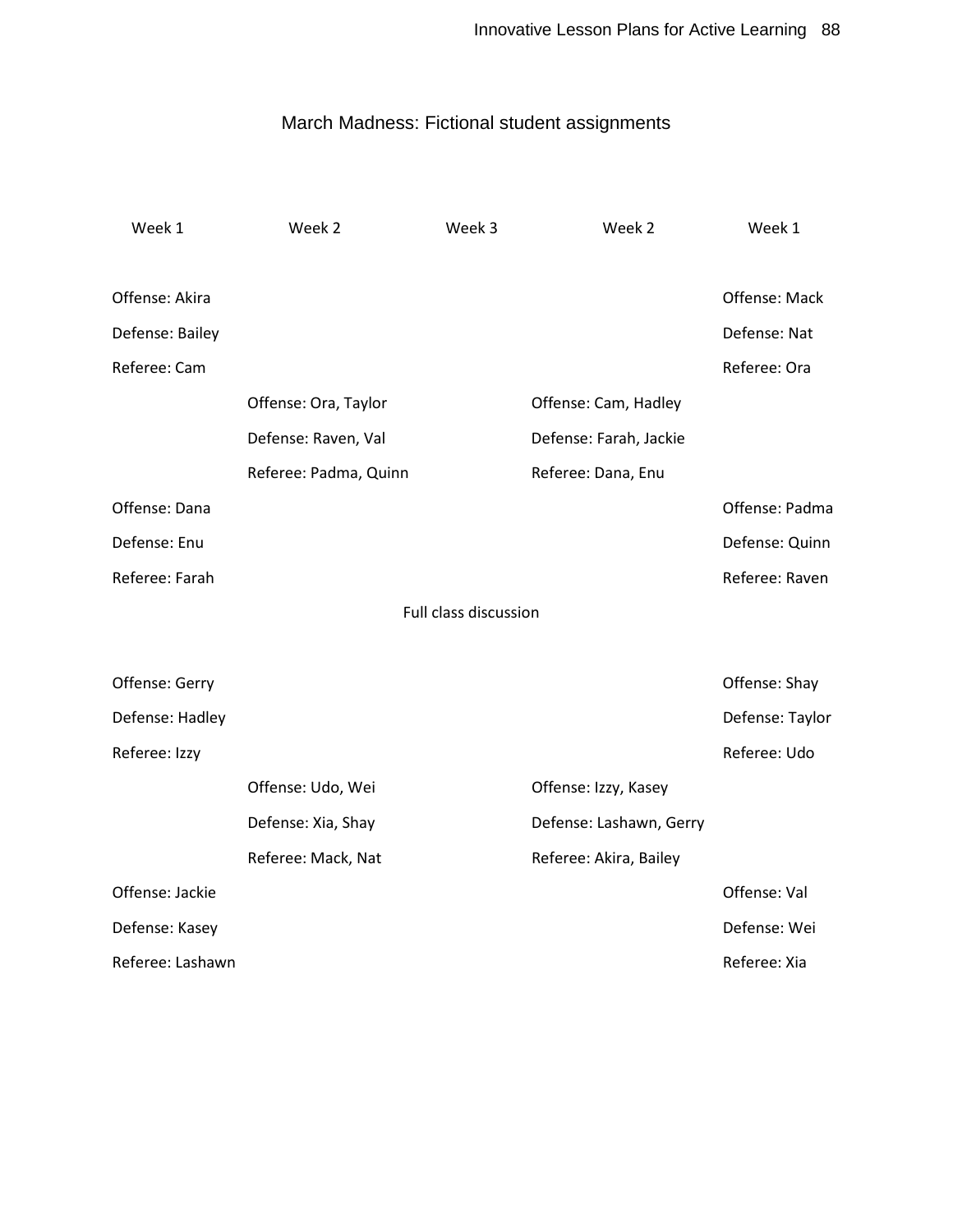# March Madness: Fictional student assignments

| Week 1 | Week 2 | Week 3 | Week 2 | Week 1 |
|---|---|---|---|---|
| Offense: Akira | | | | Offense: Mack |
| Defense: Bailey | | | | Defense: Nat |
| Referee: Cam | | | | Referee: Ora |
| | Offense: Ora, Taylor | | Offense: Cam, Hadley | |
| | Defense: Raven, Val | | Defense: Farah, Jackie | |
| | Referee: Padma, Quinn | | Referee: Dana, Enu | |
| Offense: Dana | | | | Offense: Padma |
| Defense: Enu | | | | Defense: Quinn |
| Referee: Farah | | | | Referee: Raven |
| | | Full class discussion | | |
| Offense: Gerry | | | | Offense: Shay |
| Defense: Hadley | | | | Defense: Taylor |
| Referee: Izzy | | | | Referee: Udo |
| | Offense: Udo, Wei | | Offense: Izzy, Kasey | |
| | Defense: Xia, Shay | | Defense: Lashawn, Gerry | |
| | Referee: Mack, Nat | | Referee: Akira, Bailey | |
| Offense: Jackie | | | | Offense: Val |
| Defense: Kasey | | | | Defense: Wei |
| Referee: Lashawn | | | | Referee: Xia |